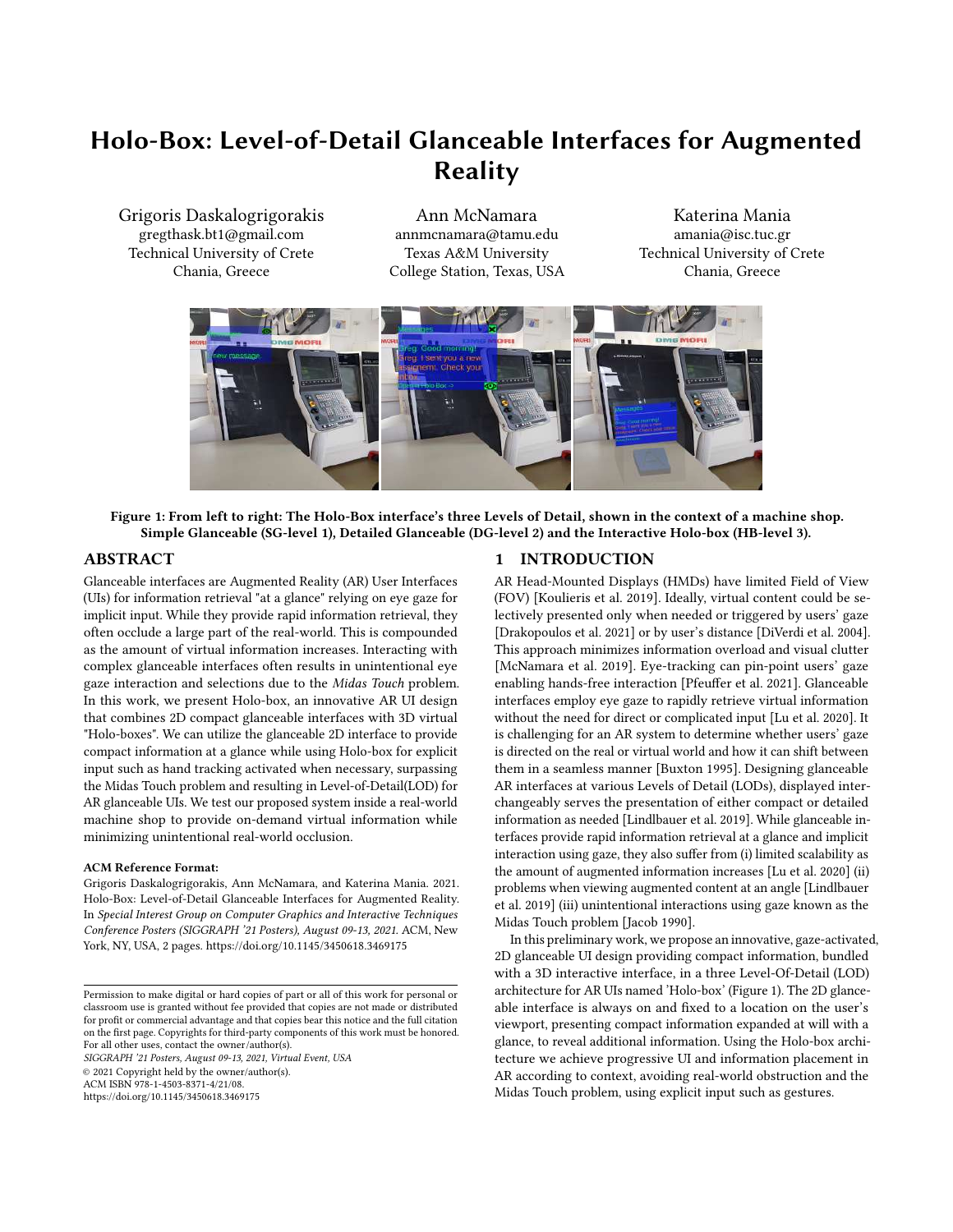# Holo-Box: Level-of-Detail Glanceable Interfaces for Augmented Reality

Grigoris Daskalogrigorakis
gregthask.bt1@gmail.com
Technical University of Crete
Chania, Greece

Ann McNamara
annmcnamara@tamu.edu
Texas A&M University
College Station, Texas, USA

Katerina Mania
amania@isc.tuc.gr
Technical University of Crete
Chania, Greece

**Figure 1: From left to right: The Holo-Box interface's three Levels of Detail, shown in the context of a machine shop. Simple Glanceable (SG-level 1), Detailed Glanceable (DG-level 2) and the Interactive Holo-box (HB-level 3).**

## ABSTRACT

Glanceable interfaces are Augmented Reality (AR) User Interfaces (UIs) for information retrieval "at a glance" relying on eye gaze for implicit input. While they provide rapid information retrieval, they often occlude a large part of the real-world. This is compounded as the amount of virtual information increases. Interacting with complex glanceable interfaces often results in unintentional eye gaze interaction and selections due to the *Midas Touch* problem. In this work, we present Holo-box, an innovative AR UI design that combines 2D compact glanceable interfaces with 3D virtual "Holo-boxes". We can utilize the glanceable 2D interface to provide compact information at a glance while using Holo-box for explicit input such as hand tracking activated when necessary, surpassing the Midas Touch problem and resulting in Level-of-Detail(LOD) for AR glanceable UIs. We test our proposed system inside a real-world machine shop to provide on-demand virtual information while minimizing unintentional real-world occlusion.

**ACM Reference Format:**
Grigoris Daskalogrigorakis, Ann McNamara, and Katerina Mania. 2021. Holo-Box: Level-of-Detail Glanceable Interfaces for Augmented Reality. In *Special Interest Group on Computer Graphics and Interactive Techniques Conference Posters (SIGGRAPH '21 Posters), August 09-13, 2021.* ACM, New York, NY, USA, 2 pages. https://doi.org/10.1145/3450618.3469175

Permission to make digital or hard copies of part or all of this work for personal or classroom use is granted without fee provided that copies are not made or distributed for profit or commercial advantage and that copies bear this notice and the full citation on the first page. Copyrights for third-party components of this work must be honored. For all other uses, contact the owner/author(s).
*SIGGRAPH '21 Posters, August 09-13, 2021, Virtual Event, USA*
© 2021 Copyright held by the owner/author(s).
ACM ISBN 978-1-4503-8371-4/21/08.
https://doi.org/10.1145/3450618.3469175

## 1 INTRODUCTION

AR Head-Mounted Displays (HMDs) have limited Field of View (FOV) [Koulieris et al. 2019]. Ideally, virtual content could be selectively presented only when needed or triggered by users' gaze [Drakopoulos et al. 2021] or by user's distance [DiVerdi et al. 2004]. This approach minimizes information overload and visual clutter [McNamara et al. 2019]. Eye-tracking can pin-point users' gaze enabling hands-free interaction [Pfeuffer et al. 2021]. Glanceable interfaces employ eye gaze to rapidly retrieve virtual information without the need for direct or complicated input [Lu et al. 2020]. It is challenging for an AR system to determine whether users' gaze is directed on the real or virtual world and how it can shift between them in a seamless manner [Buxton 1995]. Designing glanceable AR interfaces at various Levels of Detail (LODs), displayed interchangeably serves the presentation of either compact or detailed information as needed [Lindlbauer et al. 2019]. While glanceable interfaces provide rapid information retrieval at a glance and implicit interaction using gaze, they also suffer from (i) limited scalability as the amount of augmented information increases [Lu et al. 2020] (ii) problems when viewing augmented content at an angle [Lindlbauer et al. 2019] (iii) unintentional interactions using gaze known as the Midas Touch problem [Jacob 1990].

In this preliminary work, we propose an innovative, gaze-activated, 2D glanceable UI design providing compact information, bundled with a 3D interactive interface, in a three Level-Of-Detail (LOD) architecture for AR UIs named 'Holo-box' (Figure 1). The 2D glanceable interface is always on and fixed to a location on the user's viewport, presenting compact information expanded at will with a glance, to reveal additional information. Using the Holo-box architecture we achieve progressive UI and information placement in AR according to context, avoiding real-world obstruction and the Midas Touch problem, using explicit input such as gestures.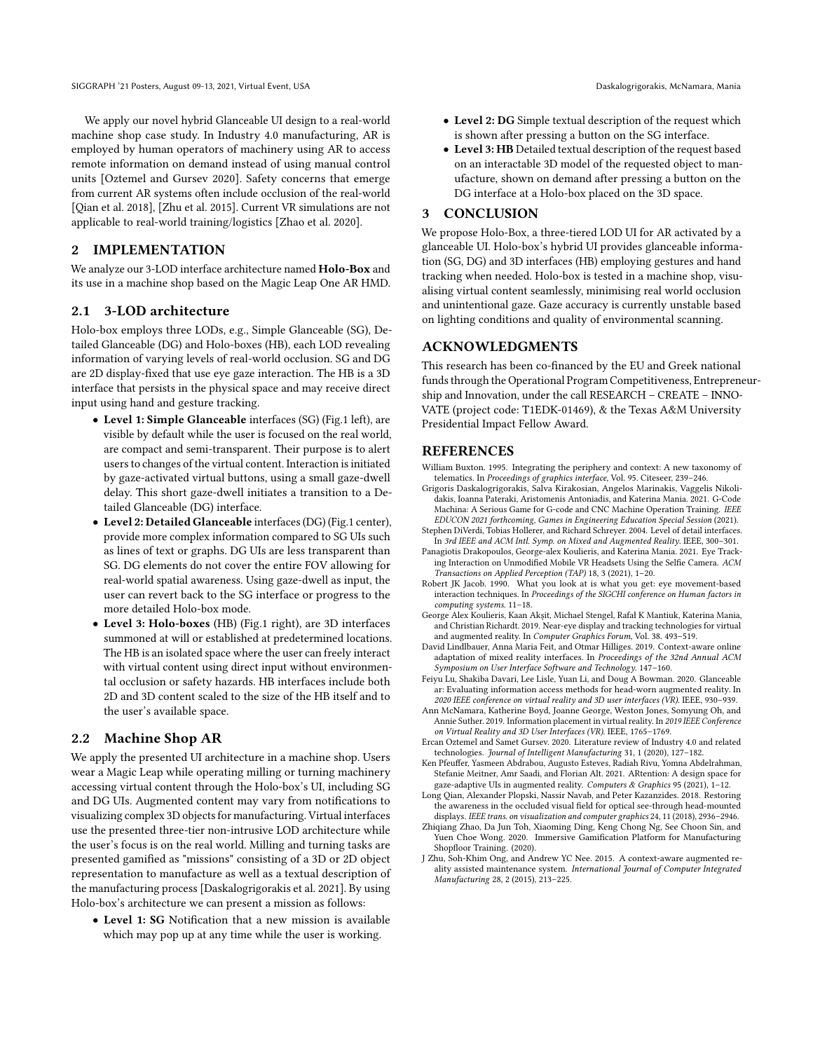We apply our novel hybrid Glanceable UI design to a real-world machine shop case study. In Industry 4.0 manufacturing, AR is employed by human operators of machinery using AR to access remote information on demand instead of using manual control units [Oztemel and Gursev 2020]. Safety concerns that emerge from current AR systems often include occlusion of the real-world [Qian et al. 2018], [Zhu et al. 2015]. Current VR simulations are not applicable to real-world training/logistics [Zhao et al. 2020].

## 2 IMPLEMENTATION

We analyze our 3-LOD interface architecture named **Holo-Box** and its use in a machine shop based on the Magic Leap One AR HMD.

### 2.1 3-LOD architecture

Holo-box employs three LODs, e.g., Simple Glanceable (SG), Detailed Glanceable (DG) and Holo-boxes (HB), each LOD revealing information of varying levels of real-world occlusion. SG and DG are 2D display-fixed that use eye gaze interaction. The HB is a 3D interface that persists in the physical space and may receive direct input using hand and gesture tracking.

- **Level 1: Simple Glanceable** interfaces (SG) (Fig.1 left), are visible by default while the user is focused on the real world, are compact and semi-transparent. Their purpose is to alert users to changes of the virtual content. Interaction is initiated by gaze-activated virtual buttons, using a small gaze-dwell delay. This short gaze-dwell initiates a transition to a Detailed Glanceable (DG) interface.
- **Level 2: Detailed Glanceable** interfaces (DG) (Fig.1 center), provide more complex information compared to SG UIs such as lines of text or graphs. DG UIs are less transparent than SG. DG elements do not cover the entire FOV allowing for real-world spatial awareness. Using gaze-dwell as input, the user can revert back to the SG interface or progress to the more detailed Holo-box mode.
- **Level 3: Holo-boxes** (HB) (Fig.1 right), are 3D interfaces summoned at will or established at predetermined locations. The HB is an isolated space where the user can freely interact with virtual content using direct input without environmental occlusion or safety hazards. HB interfaces include both 2D and 3D content scaled to the size of the HB itself and to the user's available space.

### 2.2 Machine Shop AR

We apply the presented UI architecture in a machine shop. Users wear a Magic Leap while operating milling or turning machinery accessing virtual content through the Holo-box's UI, including SG and DG UIs. Augmented content may vary from notifications to visualizing complex 3D objects for manufacturing. Virtual interfaces use the presented three-tier non-intrusive LOD architecture while the user's focus is on the real world. Milling and turning tasks are presented gamified as "missions" consisting of a 3D or 2D object representation to manufacture as well as a textual description of the manufacturing process [Daskalogrigorakis et al. 2021]. By using Holo-box's architecture we can present a mission as follows:

- **Level 1: SG** Notification that a new mission is available which may pop up at any time while the user is working.
- **Level 2: DG** Simple textual description of the request which is shown after pressing a button on the SG interface.
- **Level 3: HB** Detailed textual description of the request based on an interactable 3D model of the requested object to manufacture, shown on demand after pressing a button on the DG interface at a Holo-box placed on the 3D space.

## 3 CONCLUSION

We propose Holo-Box, a three-tiered LOD UI for AR activated by a glanceable UI. Holo-box's hybrid UI provides glanceable information (SG, DG) and 3D interfaces (HB) employing gestures and hand tracking when needed. Holo-box is tested in a machine shop, visualising virtual content seamlessly, minimising real world occlusion and unintentional gaze. Gaze accuracy is currently unstable based on lighting conditions and quality of environmental scanning.

## ACKNOWLEDGMENTS

This research has been co-financed by the EU and Greek national funds through the Operational Program Competitiveness, Entrepreneurship and Innovation, under the call RESEARCH – CREATE – INNOVATE (project code: T1EDK-01469), & the Texas A&M University Presidential Impact Fellow Award.

## REFERENCES

William Buxton. 1995. Integrating the periphery and context: A new taxonomy of telematics. In *Proceedings of graphics interface*, Vol. 95. Citeseer, 239–246.

Grigoris Daskalogrigorakis, Salva Kirakosian, Angelos Marinakis, Vaggelis Nikolidakis, Ioanna Pateraki, Aristomenis Antoniadis, and Katerina Mania. 2021. G-Code Machina: A Serious Game for G-code and CNC Machine Operation Training. *IEEE EDUCON 2021 forthcoming, Games in Engineering Education Special Session* (2021).

Stephen DiVerdi, Tobias Hollerer, and Richard Schreyer. 2004. Level of detail interfaces. In *3rd IEEE and ACM Intl. Symp. on Mixed and Augmented Reality*. IEEE, 300–301.

Panagiotis Drakopoulos, George-alex Koulieris, and Katerina Mania. 2021. Eye Tracking Interaction on Unmodified Mobile VR Headsets Using the Selfie Camera. *ACM Transactions on Applied Perception (TAP)* 18, 3 (2021), 1–20.

Robert JK Jacob. 1990. What you look at is what you get: eye movement-based interaction techniques. In *Proceedings of the SIGCHI conference on Human factors in computing systems*. 11–18.

George Alex Koulieris, Kaan Akşit, Michael Stengel, Rafał K Mantiuk, Katerina Mania, and Christian Richardt. 2019. Near-eye display and tracking technologies for virtual and augmented reality. In *Computer Graphics Forum*, Vol. 38. 493–519.

David Lindlbauer, Anna Maria Feit, and Otmar Hilliges. 2019. Context-aware online adaptation of mixed reality interfaces. In *Proceedings of the 32nd Annual ACM Symposium on User Interface Software and Technology*. 147–160.

Feiyu Lu, Shakiba Davari, Lee Lisle, Yuan Li, and Doug A Bowman. 2020. Glanceable ar: Evaluating information access methods for head-worn augmented reality. In *2020 IEEE conference on virtual reality and 3D user interfaces (VR)*. IEEE, 930–939.

Ann McNamara, Katherine Boyd, Joanne George, Weston Jones, Somyung Oh, and Annie Suther. 2019. Information placement in virtual reality. In *2019 IEEE Conference on Virtual Reality and 3D User Interfaces (VR)*. IEEE, 1765–1769.

Ercan Oztemel and Samet Gursev. 2020. Literature review of Industry 4.0 and related technologies. *Journal of Intelligent Manufacturing* 31, 1 (2020), 127–182.

Ken Pfeuffer, Yasmeen Abdrabou, Augusto Esteves, Radiah Rivu, Yomna Abdelrahman, Stefanie Meitner, Amr Saadi, and Florian Alt. 2021. ARtention: A design space for gaze-adaptive UIs in augmented reality. *Computers & Graphics* 95 (2021), 1–12.

Long Qian, Alexander Plopski, Nassir Navab, and Peter Kazanzides. 2018. Restoring the awareness in the occluded visual field for optical see-through head-mounted displays. *IEEE trans. on visualization and computer graphics* 24, 11 (2018), 2936–2946.

Zhiqiang Zhao, Da Jun Toh, Xiaoming Ding, Keng Chong Ng, See Choon Sin, and Yuen Choe Wong. 2020. Immersive Gamification Platform for Manufacturing Shopfloor Training. (2020).

J Zhu, Soh-Khim Ong, and Andrew YC Nee. 2015. A context-aware augmented reality assisted maintenance system. *International Journal of Computer Integrated Manufacturing* 28, 2 (2015), 213–225.